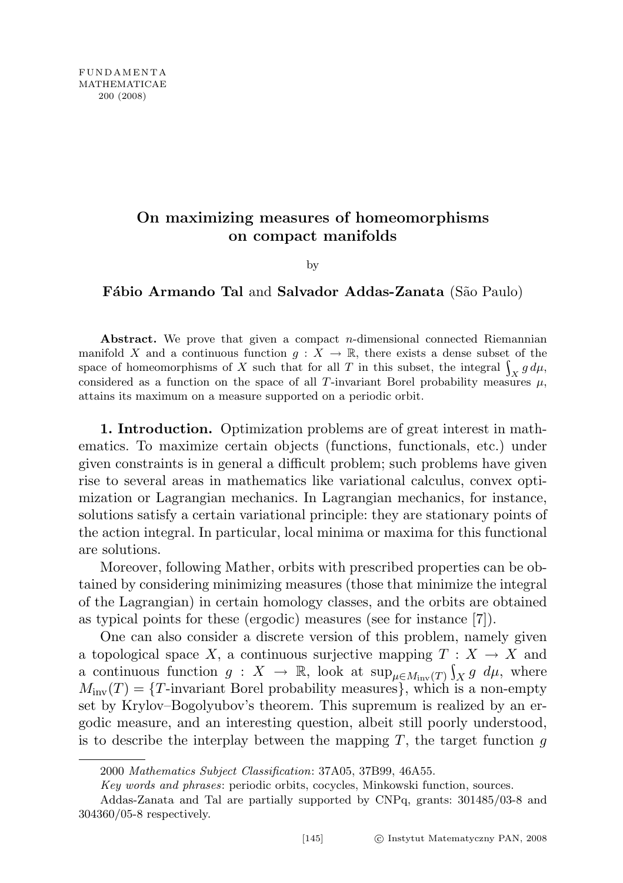# On maximizing measures of homeomorphisms on compact manifolds

by

**Fábio Armando Tal** and **Salvador Addas-Zanata** (São Paulo)

**Abstract.** We prove that given a compact $n$-dimensional connected Riemannian manifold $X$ and a continuous function $g : X \to \mathbb{R}$, there exists a dense subset of the space of homeomorphisms of $X$ such that for all $T$ in this subset, the integral $\int_X g\,d\mu$, considered as a function on the space of all $T$-invariant Borel probability measures $\mu$, attains its maximum on a measure supported on a periodic orbit.

**1. Introduction.** Optimization problems are of great interest in mathematics. To maximize certain objects (functions, functionals, etc.) under given constraints is in general a difficult problem; such problems have given rise to several areas in mathematics like variational calculus, convex optimization or Lagrangian mechanics. In Lagrangian mechanics, for instance, solutions satisfy a certain variational principle: they are stationary points of the action integral. In particular, local minima or maxima for this functional are solutions.

Moreover, following Mather, orbits with prescribed properties can be obtained by considering minimizing measures (those that minimize the integral of the Lagrangian) in certain homology classes, and the orbits are obtained as typical points for these (ergodic) measures (see for instance [7]).

One can also consider a discrete version of this problem, namely given a topological space $X$, a continuous surjective mapping $T : X \to X$ and a continuous function $g : X \to \mathbb{R}$, look at $\sup_{\mu \in M_{\mathrm{inv}}(T)} \int_X g \; d\mu$, where $M_{\mathrm{inv}}(T) = \{T\text{-invariant Borel probability measures}\}$, which is a non-empty set by Krylov–Bogolyubov's theorem. This supremum is realized by an ergodic measure, and an interesting question, albeit still poorly understood, is to describe the interplay between the mapping $T$, the target function $g$

2000 *Mathematics Subject Classification*: 37A05, 37B99, 46A55.

*Key words and phrases*: periodic orbits, cocycles, Minkowski function, sources.

Addas-Zanata and Tal are partially supported by CNPq, grants: 301485/03-8 and 304360/05-8 respectively.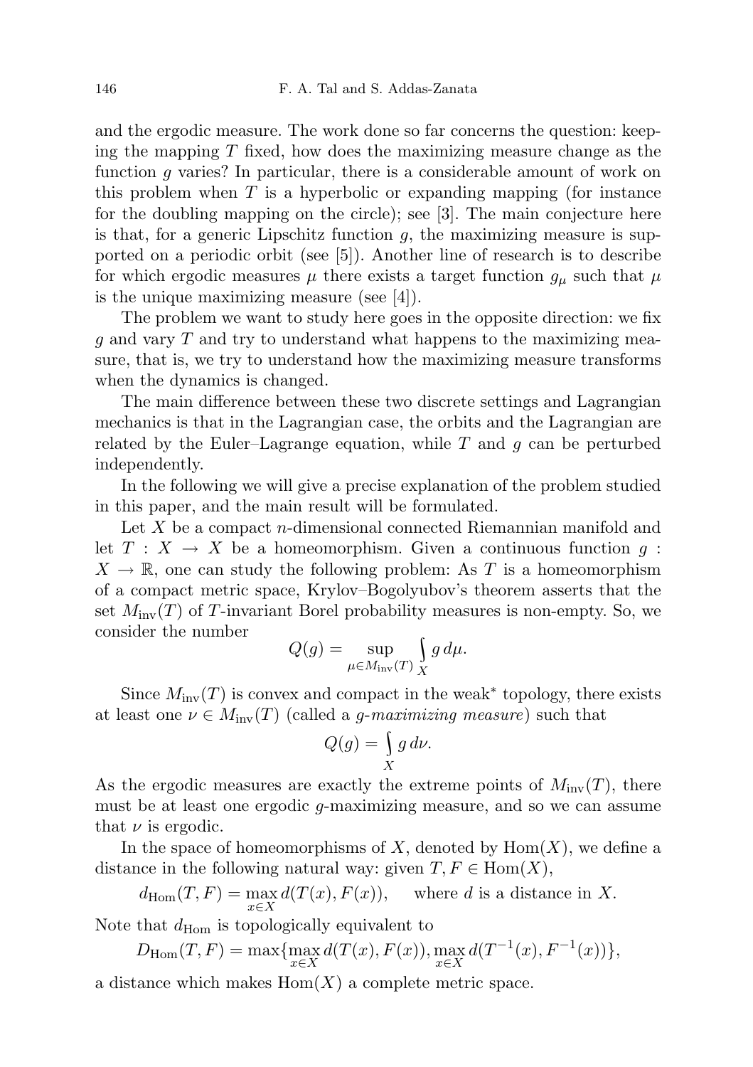and the ergodic measure. The work done so far concerns the question: keeping the mapping $T$ fixed, how does the maximizing measure change as the function $g$ varies? In particular, there is a considerable amount of work on this problem when $T$ is a hyperbolic or expanding mapping (for instance for the doubling mapping on the circle); see [3]. The main conjecture here is that, for a generic Lipschitz function $g$, the maximizing measure is supported on a periodic orbit (see [5]). Another line of research is to describe for which ergodic measures $\mu$ there exists a target function $g_\mu$ such that $\mu$ is the unique maximizing measure (see [4]).

The problem we want to study here goes in the opposite direction: we fix $g$ and vary $T$ and try to understand what happens to the maximizing measure, that is, we try to understand how the maximizing measure transforms when the dynamics is changed.

The main difference between these two discrete settings and Lagrangian mechanics is that in the Lagrangian case, the orbits and the Lagrangian are related by the Euler–Lagrange equation, while $T$ and $g$ can be perturbed independently.

In the following we will give a precise explanation of the problem studied in this paper, and the main result will be formulated.

Let $X$ be a compact $n$-dimensional connected Riemannian manifold and let $T : X \to X$ be a homeomorphism. Given a continuous function $g : X \to \mathbb{R}$, one can study the following problem: As $T$ is a homeomorphism of a compact metric space, Krylov–Bogolyubov's theorem asserts that the set $M_{\mathrm{inv}}(T)$ of $T$-invariant Borel probability measures is non-empty. So, we consider the number

$$Q(g) = \sup_{\mu \in M_{\mathrm{inv}}(T)} \int_X g \, d\mu.$$

Since $M_{\mathrm{inv}}(T)$ is convex and compact in the weak* topology, there exists at least one $\nu \in M_{\mathrm{inv}}(T)$ (called a *$g$-maximizing measure*) such that

$$Q(g) = \int_X g \, d\nu.$$

As the ergodic measures are exactly the extreme points of $M_{\mathrm{inv}}(T)$, there must be at least one ergodic $g$-maximizing measure, and so we can assume that $\nu$ is ergodic.

In the space of homeomorphisms of $X$, denoted by $\mathrm{Hom}(X)$, we define a distance in the following natural way: given $T, F \in \mathrm{Hom}(X)$,

$$d_{\mathrm{Hom}}(T, F) = \max_{x \in X} d(T(x), F(x)), \qquad \text{where } d \text{ is a distance in } X.$$

Note that $d_{\mathrm{Hom}}$ is topologically equivalent to

$$D_{\mathrm{Hom}}(T, F) = \max\{\max_{x \in X} d(T(x), F(x)), \max_{x \in X} d(T^{-1}(x), F^{-1}(x))\},$$

a distance which makes $\mathrm{Hom}(X)$ a complete metric space.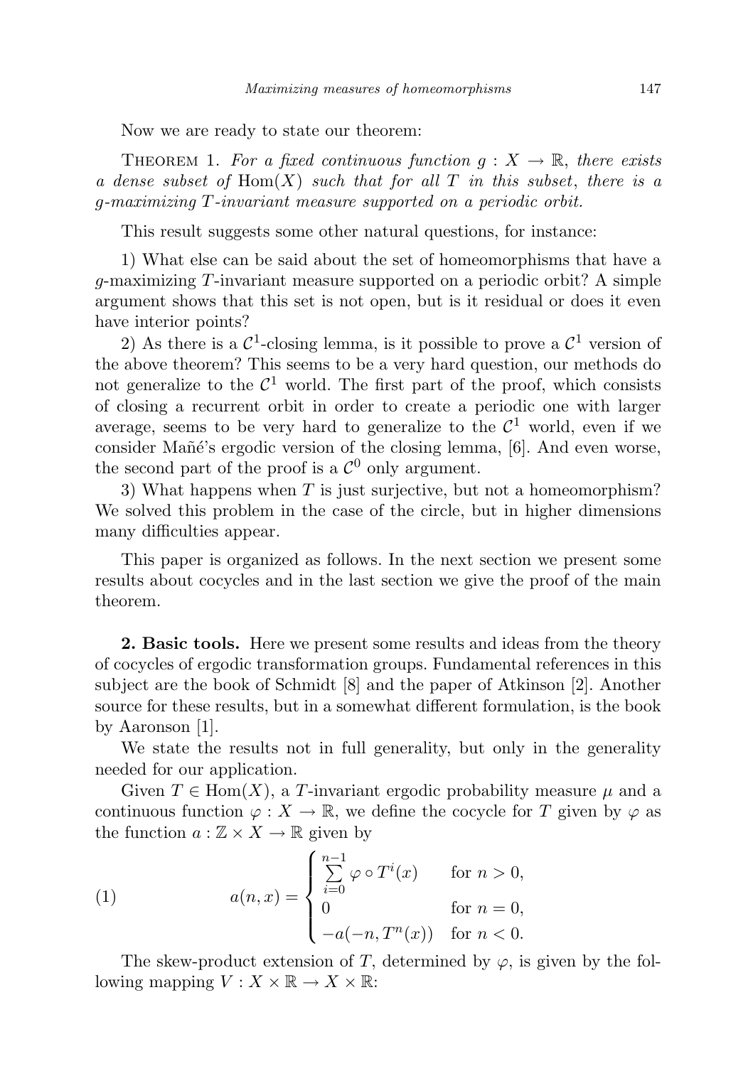Now we are ready to state our theorem:

THEOREM 1. *For a fixed continuous function $g : X \to \mathbb{R}$, there exists a dense subset of* $\mathrm{Hom}(X)$ *such that for all $T$ in this subset, there is a $g$-maximizing $T$-invariant measure supported on a periodic orbit.*

This result suggests some other natural questions, for instance:

1) What else can be said about the set of homeomorphisms that have a $g$-maximizing $T$-invariant measure supported on a periodic orbit? A simple argument shows that this set is not open, but is it residual or does it even have interior points?

2) As there is a $\mathcal{C}^1$-closing lemma, is it possible to prove a $\mathcal{C}^1$ version of the above theorem? This seems to be a very hard question, our methods do not generalize to the $\mathcal{C}^1$ world. The first part of the proof, which consists of closing a recurrent orbit in order to create a periodic one with larger average, seems to be very hard to generalize to the $\mathcal{C}^1$ world, even if we consider Mañé's ergodic version of the closing lemma, [6]. And even worse, the second part of the proof is a $\mathcal{C}^0$ only argument.

3) What happens when $T$ is just surjective, but not a homeomorphism? We solved this problem in the case of the circle, but in higher dimensions many difficulties appear.

This paper is organized as follows. In the next section we present some results about cocycles and in the last section we give the proof of the main theorem.

**2. Basic tools.** Here we present some results and ideas from the theory of cocycles of ergodic transformation groups. Fundamental references in this subject are the book of Schmidt [8] and the paper of Atkinson [2]. Another source for these results, but in a somewhat different formulation, is the book by Aaronson [1].

We state the results not in full generality, but only in the generality needed for our application.

Given $T \in \mathrm{Hom}(X)$, a $T$-invariant ergodic probability measure $\mu$ and a continuous function $\varphi : X \to \mathbb{R}$, we define the cocycle for $T$ given by $\varphi$ as the function $a : \mathbb{Z} \times X \to \mathbb{R}$ given by

$$a(n,x) = \begin{cases} \sum_{i=0}^{n-1} \varphi \circ T^i(x) & \text{for } n > 0, \\ 0 & \text{for } n = 0, \\ -a(-n, T^n(x)) & \text{for } n < 0. \end{cases} \tag{1}$$

The skew-product extension of $T$, determined by $\varphi$, is given by the following mapping $V : X \times \mathbb{R} \to X \times \mathbb{R}$: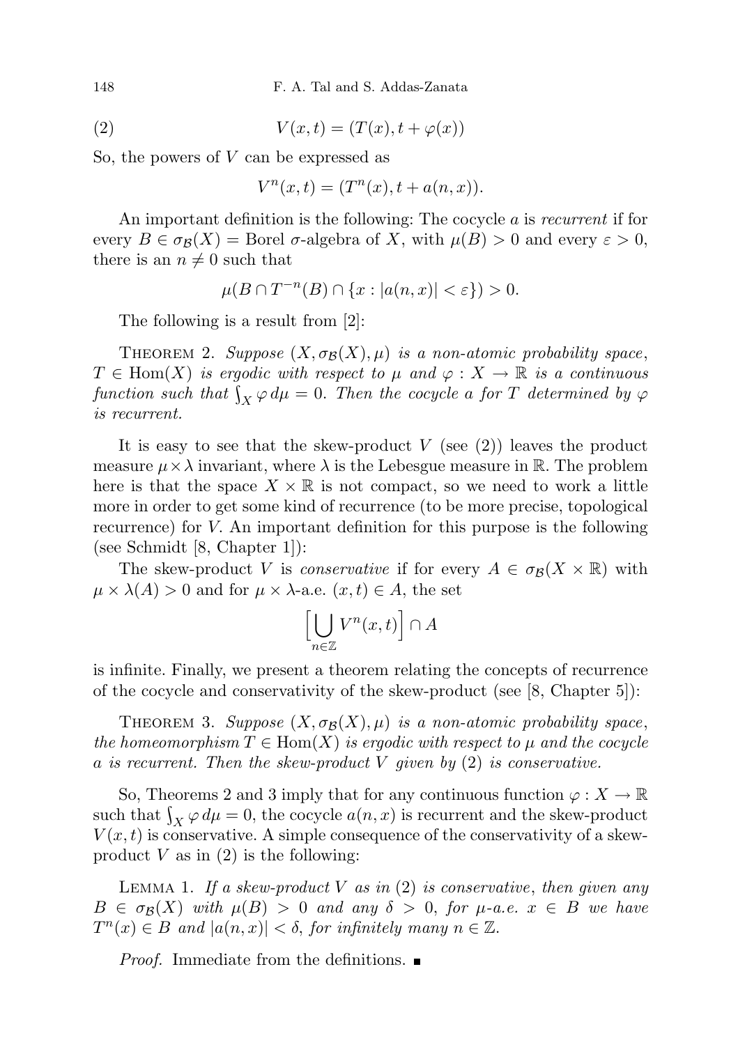$$V(x,t) = (T(x), t + \varphi(x)) \tag{2}$$

So, the powers of $V$ can be expressed as

$$V^n(x,t) = (T^n(x), t + a(n,x)).$$

An important definition is the following: The cocycle $a$ is *recurrent* if for every $B \in \sigma_{\mathcal{B}}(X) =$ Borel $\sigma$-algebra of $X$, with $\mu(B) > 0$ and every $\varepsilon > 0$, there is an $n \neq 0$ such that

$$\mu(B \cap T^{-n}(B) \cap \{x : |a(n,x)| < \varepsilon\}) > 0.$$

The following is a result from [2]:

THEOREM 2. *Suppose $(X, \sigma_{\mathcal{B}}(X), \mu)$ is a non-atomic probability space, $T \in \mathrm{Hom}(X)$ is ergodic with respect to $\mu$ and $\varphi : X \to \mathbb{R}$ is a continuous function such that $\int_X \varphi \, d\mu = 0$. Then the cocycle $a$ for $T$ determined by $\varphi$ is recurrent.*

It is easy to see that the skew-product $V$ (see (2)) leaves the product measure $\mu \times \lambda$ invariant, where $\lambda$ is the Lebesgue measure in $\mathbb{R}$. The problem here is that the space $X \times \mathbb{R}$ is not compact, so we need to work a little more in order to get some kind of recurrence (to be more precise, topological recurrence) for $V$. An important definition for this purpose is the following (see Schmidt [8, Chapter 1]):

The skew-product $V$ is *conservative* if for every $A \in \sigma_{\mathcal{B}}(X \times \mathbb{R})$ with $\mu \times \lambda(A) > 0$ and for $\mu \times \lambda$-a.e. $(x,t) \in A$, the set

$$\Big[\bigcup_{n \in \mathbb{Z}} V^n(x,t)\Big] \cap A$$

is infinite. Finally, we present a theorem relating the concepts of recurrence of the cocycle and conservativity of the skew-product (see [8, Chapter 5]):

THEOREM 3. *Suppose $(X, \sigma_{\mathcal{B}}(X), \mu)$ is a non-atomic probability space, the homeomorphism $T \in \mathrm{Hom}(X)$ is ergodic with respect to $\mu$ and the cocycle $a$ is recurrent. Then the skew-product $V$ given by (2) is conservative.*

So, Theorems 2 and 3 imply that for any continuous function $\varphi : X \to \mathbb{R}$ such that $\int_X \varphi \, d\mu = 0$, the cocycle $a(n,x)$ is recurrent and the skew-product $V(x,t)$ is conservative. A simple consequence of the conservativity of a skew-product $V$ as in (2) is the following:

LEMMA 1. *If a skew-product $V$ as in (2) is conservative, then given any $B \in \sigma_{\mathcal{B}}(X)$ with $\mu(B) > 0$ and any $\delta > 0$, for $\mu$-a.e. $x \in B$ we have $T^n(x) \in B$ and $|a(n,x)| < \delta$, for infinitely many $n \in \mathbb{Z}$.*

*Proof.* Immediate from the definitions. ∎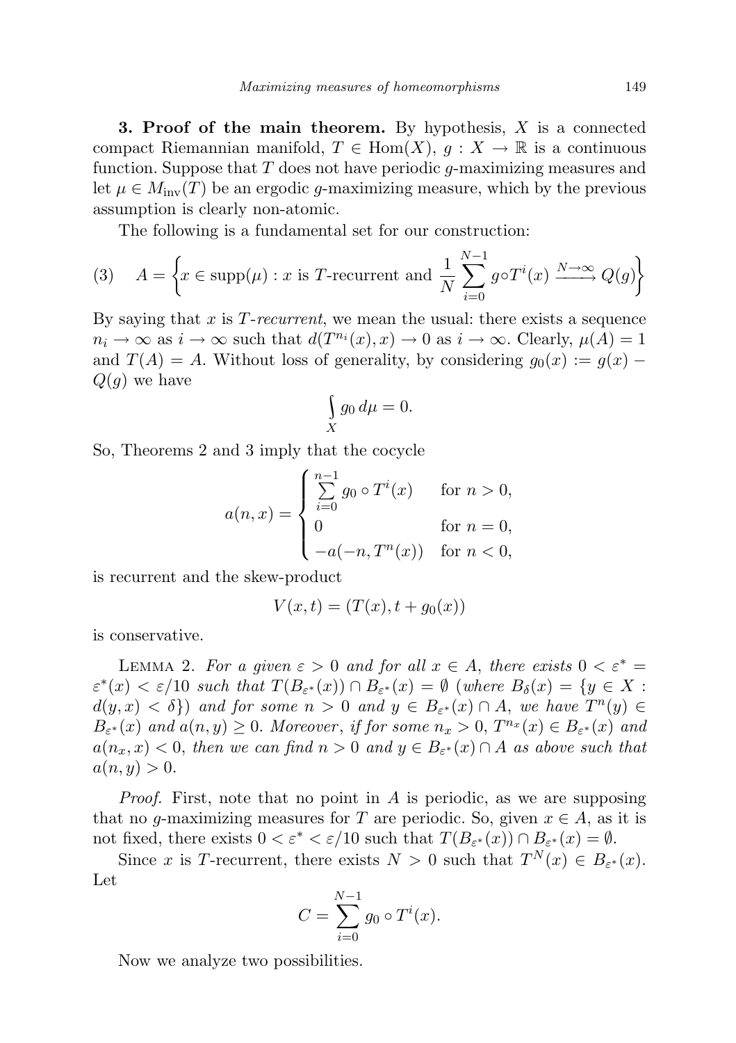**3. Proof of the main theorem.** By hypothesis, $X$ is a connected compact Riemannian manifold, $T \in \mathrm{Hom}(X)$, $g : X \to \mathbb{R}$ is a continuous function. Suppose that $T$ does not have periodic $g$-maximizing measures and let $\mu \in M_{\mathrm{inv}}(T)$ be an ergodic $g$-maximizing measure, which by the previous assumption is clearly non-atomic.

The following is a fundamental set for our construction:

$$A = \left\{ x \in \mathrm{supp}(\mu) : x \text{ is } T\text{-recurrent and } \frac{1}{N} \sum_{i=0}^{N-1} g \circ T^i(x) \xrightarrow{N \to \infty} Q(g) \right\} \tag{3}$$

By saying that $x$ is *$T$-recurrent*, we mean the usual: there exists a sequence $n_i \to \infty$ as $i \to \infty$ such that $d(T^{n_i}(x), x) \to 0$ as $i \to \infty$. Clearly, $\mu(A) = 1$ and $T(A) = A$. Without loss of generality, by considering $g_0(x) := g(x) - Q(g)$ we have

$$\int_X g_0 \, d\mu = 0.$$

So, Theorems 2 and 3 imply that the cocycle

$$a(n, x) = \begin{cases} \sum_{i=0}^{n-1} g_0 \circ T^i(x) & \text{for } n > 0, \\ 0 & \text{for } n = 0, \\ -a(-n, T^n(x)) & \text{for } n < 0, \end{cases}$$

is recurrent and the skew-product

$$V(x, t) = (T(x), t + g_0(x))$$

is conservative.

Lemma 2. *For a given $\varepsilon > 0$ and for all $x \in A$, there exists $0 < \varepsilon^* = \varepsilon^*(x) < \varepsilon/10$ such that $T(B_{\varepsilon^*}(x)) \cap B_{\varepsilon^*}(x) = \emptyset$ (where $B_\delta(x) = \{y \in X : d(y, x) < \delta\}$) and for some $n > 0$ and $y \in B_{\varepsilon^*}(x) \cap A$, we have $T^n(y) \in B_{\varepsilon^*}(x)$ and $a(n, y) \geq 0$. Moreover, if for some $n_x > 0$, $T^{n_x}(x) \in B_{\varepsilon^*}(x)$ and $a(n_x, x) < 0$, then we can find $n > 0$ and $y \in B_{\varepsilon^*}(x) \cap A$ as above such that $a(n, y) > 0$.*

*Proof.* First, note that no point in $A$ is periodic, as we are supposing that no $g$-maximizing measures for $T$ are periodic. So, given $x \in A$, as it is not fixed, there exists $0 < \varepsilon^* < \varepsilon/10$ such that $T(B_{\varepsilon^*}(x)) \cap B_{\varepsilon^*}(x) = \emptyset$.

Since $x$ is $T$-recurrent, there exists $N > 0$ such that $T^N(x) \in B_{\varepsilon^*}(x)$. Let

$$C = \sum_{i=0}^{N-1} g_0 \circ T^i(x).$$

Now we analyze two possibilities.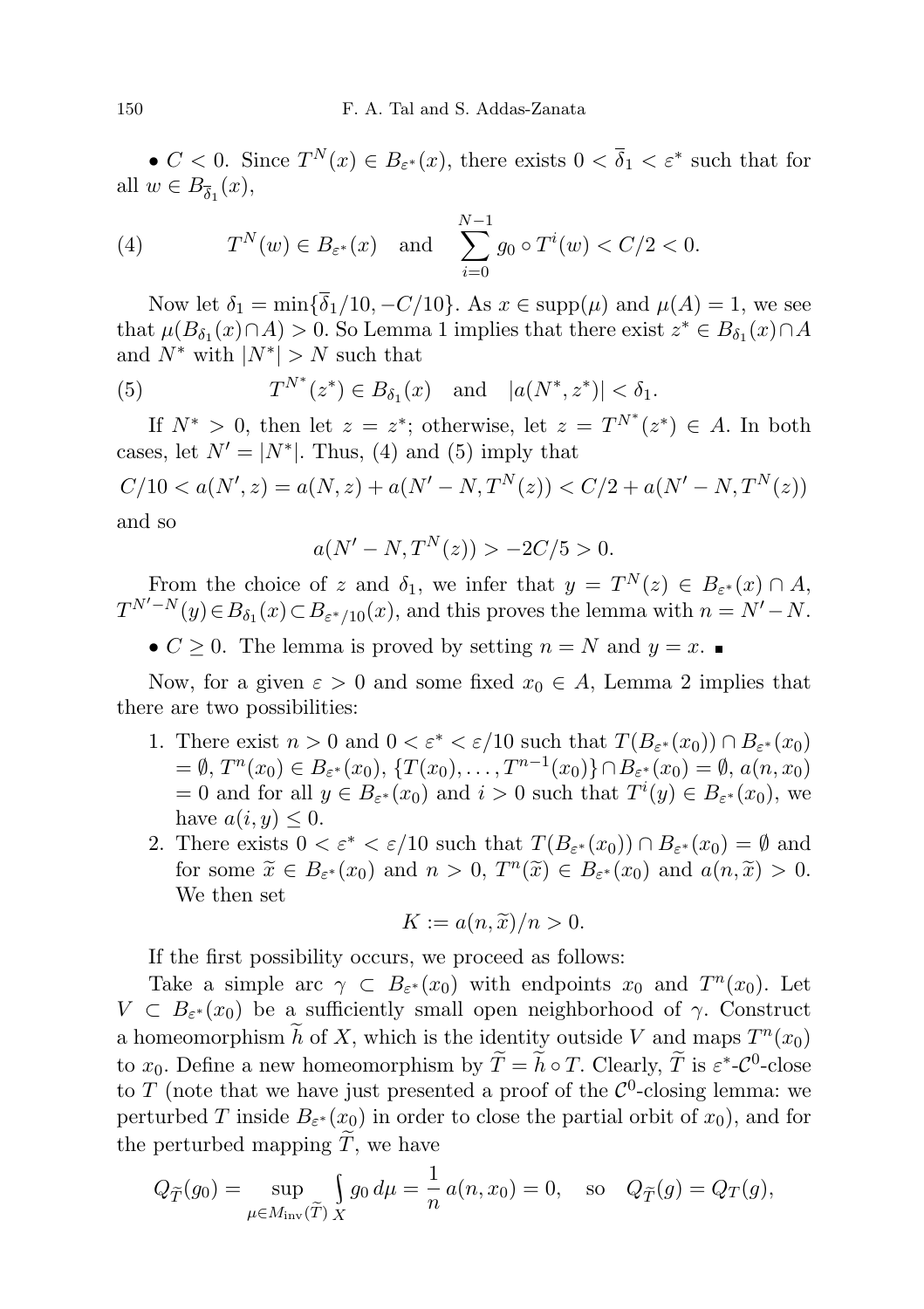• $C < 0$. Since $T^N(x) \in B_{\varepsilon^*}(x)$, there exists $0 < \overline{\delta}_1 < \varepsilon^*$ such that for all $w \in B_{\overline{\delta}_1}(x)$,

$$T^N(w) \in B_{\varepsilon^*}(x) \quad \text{and} \quad \sum_{i=0}^{N-1} g_0 \circ T^i(w) < C/2 < 0. \tag{4}$$

Now let $\delta_1 = \min\{\overline{\delta}_1/10, -C/10\}$. As $x \in \operatorname{supp}(\mu)$ and $\mu(A) = 1$, we see that $\mu(B_{\delta_1}(x) \cap A) > 0$. So Lemma 1 implies that there exist $z^* \in B_{\delta_1}(x) \cap A$ and $N^*$ with $|N^*| > N$ such that

$$T^{N^*}(z^*) \in B_{\delta_1}(x) \quad \text{and} \quad |a(N^*, z^*)| < \delta_1. \tag{5}$$

If $N^* > 0$, then let $z = z^*$; otherwise, let $z = T^{N^*}(z^*) \in A$. In both cases, let $N' = |N^*|$. Thus, (4) and (5) imply that

$$C/10 < a(N', z) = a(N, z) + a(N' - N, T^N(z)) < C/2 + a(N' - N, T^N(z))$$

and so

$$a(N' - N, T^N(z)) > -2C/5 > 0.$$

From the choice of $z$ and $\delta_1$, we infer that $y = T^N(z) \in B_{\varepsilon^*}(x) \cap A$, $T^{N'-N}(y) \in B_{\delta_1}(x) \subset B_{\varepsilon^*/10}(x)$, and this proves the lemma with $n = N' - N$.

• $C \geq 0$. The lemma is proved by setting $n = N$ and $y = x$. ∎

Now, for a given $\varepsilon > 0$ and some fixed $x_0 \in A$, Lemma 2 implies that there are two possibilities:

1. There exist $n > 0$ and $0 < \varepsilon^* < \varepsilon/10$ such that $T(B_{\varepsilon^*}(x_0)) \cap B_{\varepsilon^*}(x_0) = \emptyset$, $T^n(x_0) \in B_{\varepsilon^*}(x_0)$, $\{T(x_0), \ldots, T^{n-1}(x_0)\} \cap B_{\varepsilon^*}(x_0) = \emptyset$, $a(n, x_0) = 0$ and for all $y \in B_{\varepsilon^*}(x_0)$ and $i > 0$ such that $T^i(y) \in B_{\varepsilon^*}(x_0)$, we have $a(i, y) \leq 0$.
2. There exists $0 < \varepsilon^* < \varepsilon/10$ such that $T(B_{\varepsilon^*}(x_0)) \cap B_{\varepsilon^*}(x_0) = \emptyset$ and for some $\widetilde{x} \in B_{\varepsilon^*}(x_0)$ and $n > 0$, $T^n(\widetilde{x}) \in B_{\varepsilon^*}(x_0)$ and $a(n, \widetilde{x}) > 0$. We then set
$$K := a(n, \widetilde{x})/n > 0.$$

If the first possibility occurs, we proceed as follows:

Take a simple arc $\gamma \subset B_{\varepsilon^*}(x_0)$ with endpoints $x_0$ and $T^n(x_0)$. Let $V \subset B_{\varepsilon^*}(x_0)$ be a sufficiently small open neighborhood of $\gamma$. Construct a homeomorphism $\widetilde{h}$ of $X$, which is the identity outside $V$ and maps $T^n(x_0)$ to $x_0$. Define a new homeomorphism by $\widetilde{T} = \widetilde{h} \circ T$. Clearly, $\widetilde{T}$ is $\varepsilon^*$-$\mathcal{C}^0$-close to $T$ (note that we have just presented a proof of the $\mathcal{C}^0$-closing lemma: we perturbed $T$ inside $B_{\varepsilon^*}(x_0)$ in order to close the partial orbit of $x_0$), and for the perturbed mapping $\widetilde{T}$, we have

$$Q_{\widetilde{T}}(g_0) = \sup_{\mu \in M_{\mathrm{inv}}(\widetilde{T})} \int_X g_0 \, d\mu = \frac{1}{n} \, a(n, x_0) = 0, \quad \text{so} \quad Q_{\widetilde{T}}(g) = Q_T(g),$$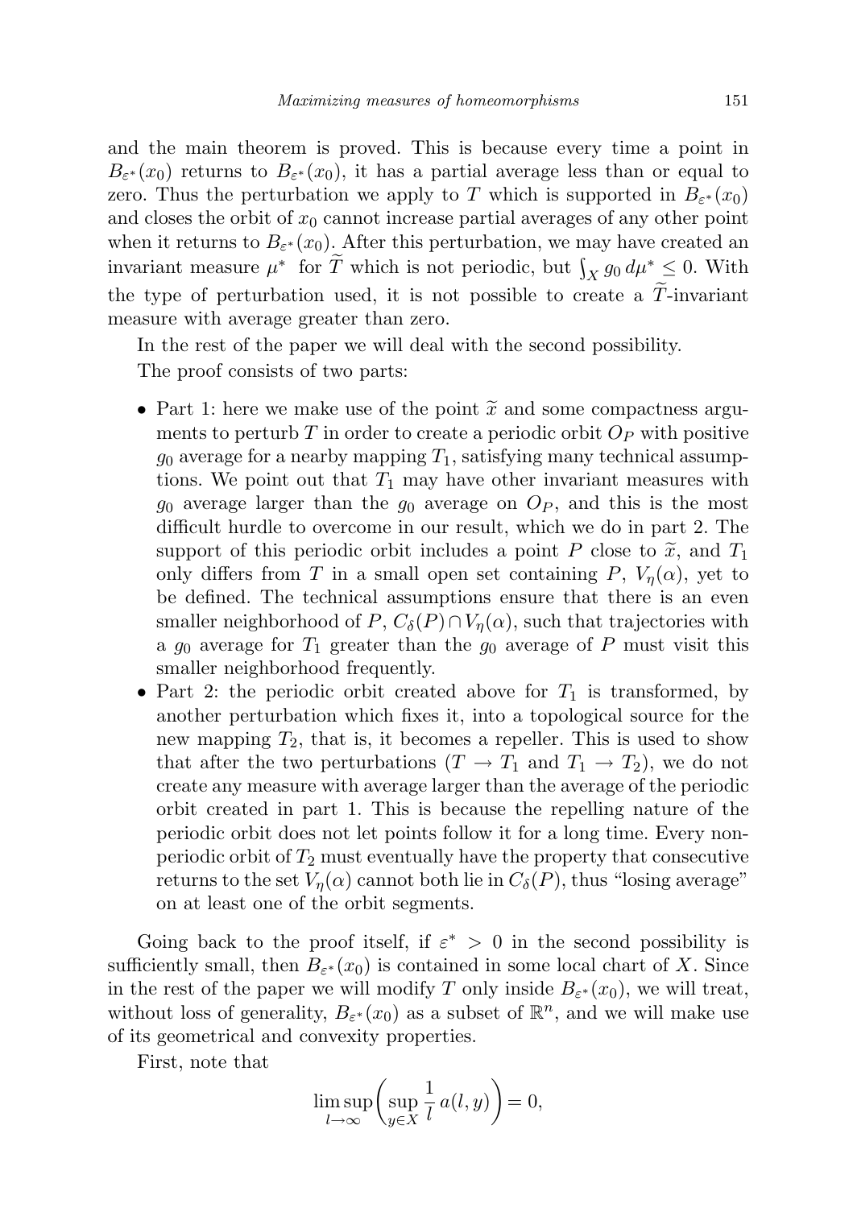and the main theorem is proved. This is because every time a point in $B_{\varepsilon^*}(x_0)$ returns to $B_{\varepsilon^*}(x_0)$, it has a partial average less than or equal to zero. Thus the perturbation we apply to $T$ which is supported in $B_{\varepsilon^*}(x_0)$ and closes the orbit of $x_0$ cannot increase partial averages of any other point when it returns to $B_{\varepsilon^*}(x_0)$. After this perturbation, we may have created an invariant measure $\mu^*$ for $\widetilde{T}$ which is not periodic, but $\int_X g_0 \, d\mu^* \leq 0$. With the type of perturbation used, it is not possible to create a $\widetilde{T}$-invariant measure with average greater than zero.

In the rest of the paper we will deal with the second possibility.

The proof consists of two parts:

- Part 1: here we make use of the point $\widetilde{x}$ and some compactness arguments to perturb $T$ in order to create a periodic orbit $O_P$ with positive $g_0$ average for a nearby mapping $T_1$, satisfying many technical assumptions. We point out that $T_1$ may have other invariant measures with $g_0$ average larger than the $g_0$ average on $O_P$, and this is the most difficult hurdle to overcome in our result, which we do in part 2. The support of this periodic orbit includes a point $P$ close to $\widetilde{x}$, and $T_1$ only differs from $T$ in a small open set containing $P$, $V_\eta(\alpha)$, yet to be defined. The technical assumptions ensure that there is an even smaller neighborhood of $P$, $C_\delta(P) \cap V_\eta(\alpha)$, such that trajectories with a $g_0$ average for $T_1$ greater than the $g_0$ average of $P$ must visit this smaller neighborhood frequently.
- Part 2: the periodic orbit created above for $T_1$ is transformed, by another perturbation which fixes it, into a topological source for the new mapping $T_2$, that is, it becomes a repeller. This is used to show that after the two perturbations ($T \to T_1$ and $T_1 \to T_2$), we do not create any measure with average larger than the average of the periodic orbit created in part 1. This is because the repelling nature of the periodic orbit does not let points follow it for a long time. Every non-periodic orbit of $T_2$ must eventually have the property that consecutive returns to the set $V_\eta(\alpha)$ cannot both lie in $C_\delta(P)$, thus "losing average" on at least one of the orbit segments.

Going back to the proof itself, if $\varepsilon^* > 0$ in the second possibility is sufficiently small, then $B_{\varepsilon^*}(x_0)$ is contained in some local chart of $X$. Since in the rest of the paper we will modify $T$ only inside $B_{\varepsilon^*}(x_0)$, we will treat, without loss of generality, $B_{\varepsilon^*}(x_0)$ as a subset of $\mathbb{R}^n$, and we will make use of its geometrical and convexity properties.

First, note that

$$\limsup_{l \to \infty} \left( \sup_{y \in X} \frac{1}{l} \, a(l, y) \right) = 0,$$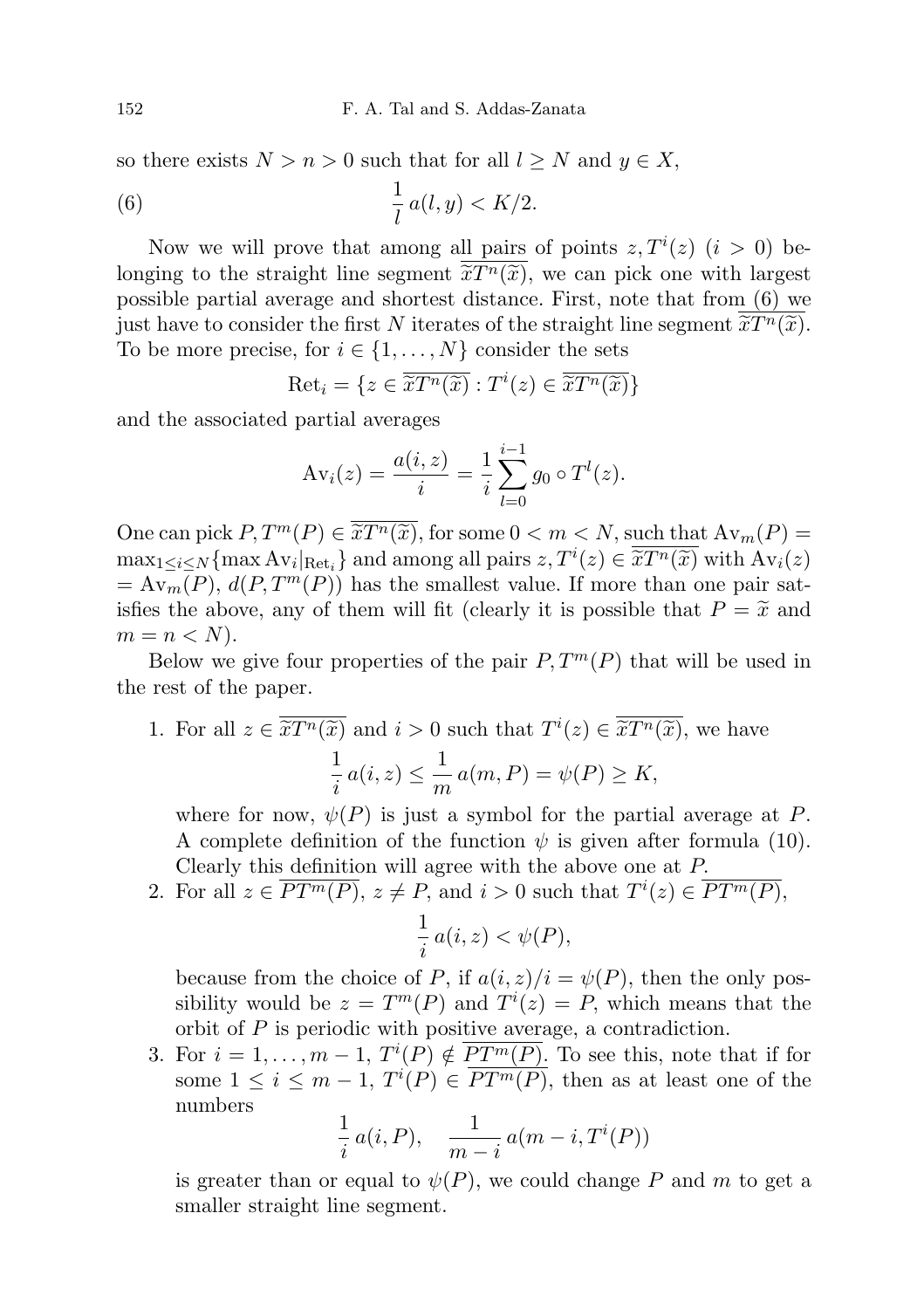so there exists $N > n > 0$ such that for all $l \geq N$ and $y \in X$,

$$\frac{1}{l}\, a(l, y) < K/2. \tag{6}$$

Now we will prove that among all pairs of points $z, T^i(z)$ $(i > 0)$ belonging to the straight line segment $\overline{\widetilde{x}T^n(\widetilde{x})}$, we can pick one with largest possible partial average and shortest distance. First, note that from (6) we just have to consider the first $N$ iterates of the straight line segment $\overline{\widetilde{x}T^n(\widetilde{x})}$. To be more precise, for $i \in \{1, \ldots, N\}$ consider the sets

$$\mathrm{Ret}_i = \{z \in \overline{\widetilde{x}T^n(\widetilde{x})} : T^i(z) \in \overline{\widetilde{x}T^n(\widetilde{x})}\}$$

and the associated partial averages

$$\mathrm{Av}_i(z) = \frac{a(i, z)}{i} = \frac{1}{i}\sum_{l=0}^{i-1} g_0 \circ T^l(z).$$

One can pick $P, T^m(P) \in \overline{\widetilde{x}T^n(\widetilde{x})}$, for some $0 < m < N$, such that $\mathrm{Av}_m(P) = \max_{1 \leq i \leq N}\{\max \mathrm{Av}_i|_{\mathrm{Ret}_i}\}$ and among all pairs $z, T^i(z) \in \overline{\widetilde{x}T^n(\widetilde{x})}$ with $\mathrm{Av}_i(z) = \mathrm{Av}_m(P)$, $d(P, T^m(P))$ has the smallest value. If more than one pair satisfies the above, any of them will fit (clearly it is possible that $P = \widetilde{x}$ and $m = n < N$).

Below we give four properties of the pair $P, T^m(P)$ that will be used in the rest of the paper.

1. For all $z \in \overline{\widetilde{x}T^n(\widetilde{x})}$ and $i > 0$ such that $T^i(z) \in \overline{\widetilde{x}T^n(\widetilde{x})}$, we have
$$\frac{1}{i}\, a(i, z) \leq \frac{1}{m}\, a(m, P) = \psi(P) \geq K,$$
where for now, $\psi(P)$ is just a symbol for the partial average at $P$. A complete definition of the function $\psi$ is given after formula (10). Clearly this definition will agree with the above one at $P$.
2. For all $z \in \overline{PT^m(P)}$, $z \neq P$, and $i > 0$ such that $T^i(z) \in \overline{PT^m(P)}$,
$$\frac{1}{i}\, a(i, z) < \psi(P),$$
because from the choice of $P$, if $a(i, z)/i = \psi(P)$, then the only possibility would be $z = T^m(P)$ and $T^i(z) = P$, which means that the orbit of $P$ is periodic with positive average, a contradiction.
3. For $i = 1, \ldots, m-1$, $T^i(P) \notin \overline{PT^m(P)}$. To see this, note that if for some $1 \leq i \leq m-1$, $T^i(P) \in \overline{PT^m(P)}$, then as at least one of the numbers
$$\frac{1}{i}\, a(i, P), \quad \frac{1}{m-i}\, a(m-i, T^i(P))$$
is greater than or equal to $\psi(P)$, we could change $P$ and $m$ to get a smaller straight line segment.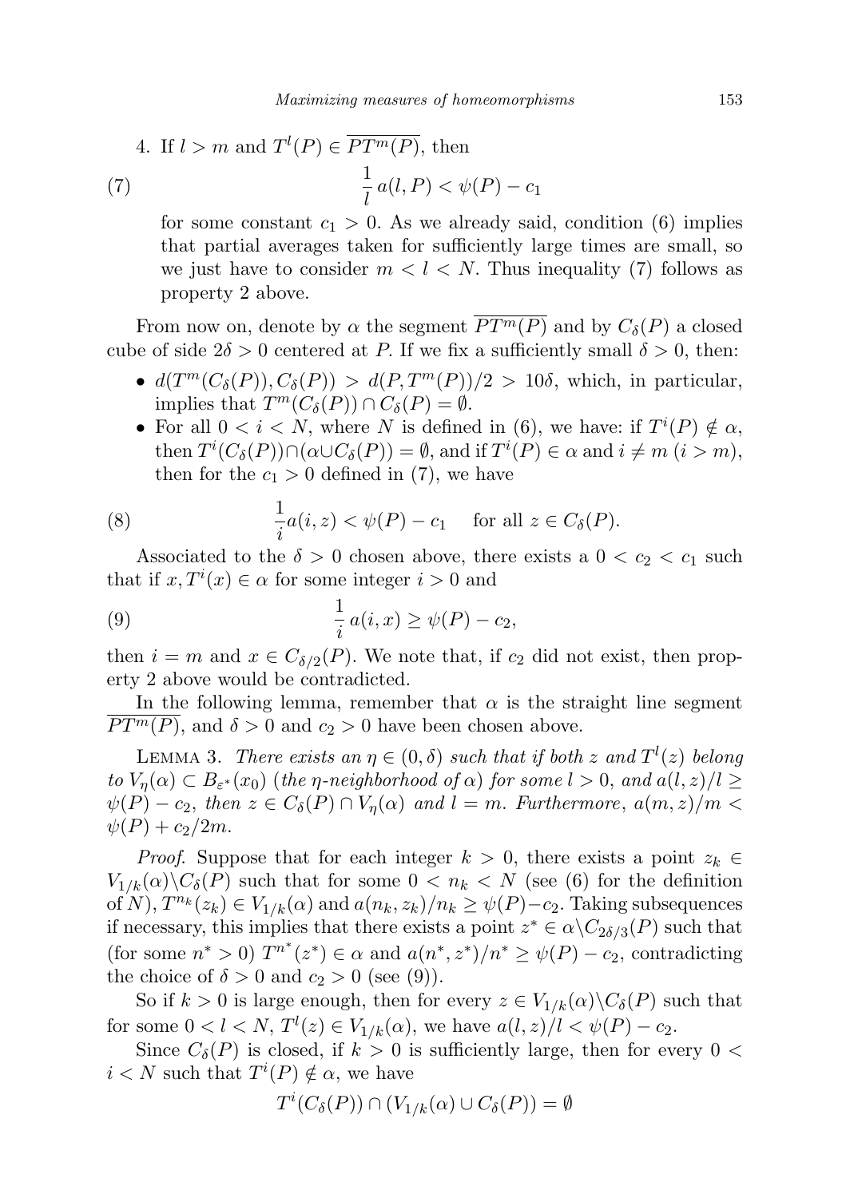4. If $l > m$ and $T^l(P) \in \overline{PT^m(P)}$, then

$$\frac{1}{l}\, a(l, P) < \psi(P) - c_1 \tag{7}$$

for some constant $c_1 > 0$. As we already said, condition (6) implies that partial averages taken for sufficiently large times are small, so we just have to consider $m < l < N$. Thus inequality (7) follows as property 2 above.

From now on, denote by $\alpha$ the segment $\overline{PT^m(P)}$ and by $C_\delta(P)$ a closed cube of side $2\delta > 0$ centered at $P$. If we fix a sufficiently small $\delta > 0$, then:

- $d(T^m(C_\delta(P)), C_\delta(P)) > d(P, T^m(P))/2 > 10\delta$, which, in particular, implies that $T^m(C_\delta(P)) \cap C_\delta(P) = \emptyset$.
- For all $0 < i < N$, where $N$ is defined in (6), we have: if $T^i(P) \notin \alpha$, then $T^i(C_\delta(P)) \cap (\alpha \cup C_\delta(P)) = \emptyset$, and if $T^i(P) \in \alpha$ and $i \neq m$ ($i > m$), then for the $c_1 > 0$ defined in (7), we have

$$\frac{1}{i} a(i, z) < \psi(P) - c_1 \quad \text{for all } z \in C_\delta(P). \tag{8}$$

Associated to the $\delta > 0$ chosen above, there exists a $0 < c_2 < c_1$ such that if $x, T^i(x) \in \alpha$ for some integer $i > 0$ and

$$\frac{1}{i}\, a(i, x) \geq \psi(P) - c_2, \tag{9}$$

then $i = m$ and $x \in C_{\delta/2}(P)$. We note that, if $c_2$ did not exist, then property 2 above would be contradicted.

In the following lemma, remember that $\alpha$ is the straight line segment $\overline{PT^m(P)}$, and $\delta > 0$ and $c_2 > 0$ have been chosen above.

Lemma 3. *There exists an $\eta \in (0, \delta)$ such that if both $z$ and $T^l(z)$ belong to $V_\eta(\alpha) \subset B_{\varepsilon^*}(x_0)$ (the $\eta$-neighborhood of $\alpha$) for some $l > 0$, and $a(l, z)/l \geq \psi(P) - c_2$, then $z \in C_\delta(P) \cap V_\eta(\alpha)$ and $l = m$. Furthermore, $a(m, z)/m < \psi(P) + c_2/2m$.*

*Proof.* Suppose that for each integer $k > 0$, there exists a point $z_k \in V_{1/k}(\alpha) \backslash C_\delta(P)$ such that for some $0 < n_k < N$ (see (6) for the definition of $N$), $T^{n_k}(z_k) \in V_{1/k}(\alpha)$ and $a(n_k, z_k)/n_k \geq \psi(P) - c_2$. Taking subsequences if necessary, this implies that there exists a point $z^* \in \alpha \backslash C_{2\delta/3}(P)$ such that (for some $n^* > 0$) $T^{n^*}(z^*) \in \alpha$ and $a(n^*, z^*)/n^* \geq \psi(P) - c_2$, contradicting the choice of $\delta > 0$ and $c_2 > 0$ (see (9)).

So if $k > 0$ is large enough, then for every $z \in V_{1/k}(\alpha) \backslash C_\delta(P)$ such that for some $0 < l < N$, $T^l(z) \in V_{1/k}(\alpha)$, we have $a(l, z)/l < \psi(P) - c_2$.

Since $C_\delta(P)$ is closed, if $k > 0$ is sufficiently large, then for every $0 < i < N$ such that $T^i(P) \notin \alpha$, we have

$$T^i(C_\delta(P)) \cap (V_{1/k}(\alpha) \cup C_\delta(P)) = \emptyset$$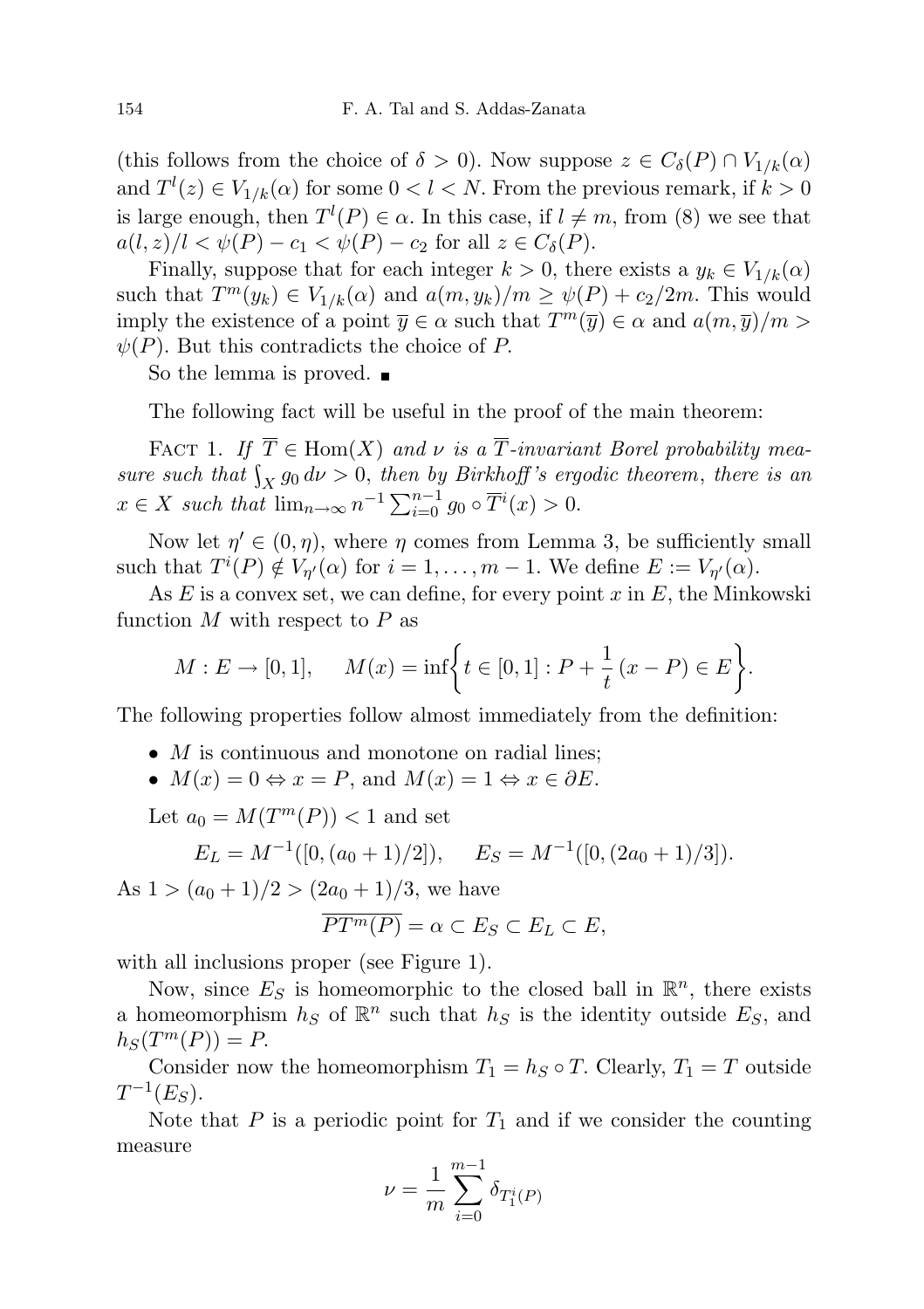(this follows from the choice of $\delta > 0$). Now suppose $z \in C_\delta(P) \cap V_{1/k}(\alpha)$ and $T^l(z) \in V_{1/k}(\alpha)$ for some $0 < l < N$. From the previous remark, if $k > 0$ is large enough, then $T^l(P) \in \alpha$. In this case, if $l \neq m$, from (8) we see that $a(l, z)/l < \psi(P) - c_1 < \psi(P) - c_2$ for all $z \in C_\delta(P)$.

Finally, suppose that for each integer $k > 0$, there exists a $y_k \in V_{1/k}(\alpha)$ such that $T^m(y_k) \in V_{1/k}(\alpha)$ and $a(m, y_k)/m \geq \psi(P) + c_2/2m$. This would imply the existence of a point $\overline{y} \in \alpha$ such that $T^m(\overline{y}) \in \alpha$ and $a(m, \overline{y})/m > \psi(P)$. But this contradicts the choice of $P$.

So the lemma is proved. ■

The following fact will be useful in the proof of the main theorem:

Fact 1. *If $\overline{T} \in \mathrm{Hom}(X)$ and $\nu$ is a $\overline{T}$-invariant Borel probability measure such that $\int_X g_0 \, d\nu > 0$, then by Birkhoff's ergodic theorem, there is an $x \in X$ such that $\lim_{n\to\infty} n^{-1} \sum_{i=0}^{n-1} g_0 \circ \overline{T}^i(x) > 0$.*

Now let $\eta' \in (0, \eta)$, where $\eta$ comes from Lemma 3, be sufficiently small such that $T^i(P) \notin V_{\eta'}(\alpha)$ for $i = 1, \ldots, m-1$. We define $E := V_{\eta'}(\alpha)$.

As $E$ is a convex set, we can define, for every point $x$ in $E$, the Minkowski function $M$ with respect to $P$ as

$$M : E \to [0,1], \quad M(x) = \inf\left\{ t \in [0,1] : P + \frac{1}{t}(x - P) \in E \right\}.$$

The following properties follow almost immediately from the definition:

- $M$ is continuous and monotone on radial lines;
- $M(x) = 0 \Leftrightarrow x = P$, and $M(x) = 1 \Leftrightarrow x \in \partial E$.

Let $a_0 = M(T^m(P)) < 1$ and set

$$E_L = M^{-1}([0, (a_0 + 1)/2]), \quad E_S = M^{-1}([0, (2a_0 + 1)/3]).$$

As $1 > (a_0 + 1)/2 > (2a_0 + 1)/3$, we have

$$\overline{PT^m(P)} = \alpha \subset E_S \subset E_L \subset E,$$

with all inclusions proper (see Figure 1).

Now, since $E_S$ is homeomorphic to the closed ball in $\mathbb{R}^n$, there exists a homeomorphism $h_S$ of $\mathbb{R}^n$ such that $h_S$ is the identity outside $E_S$, and $h_S(T^m(P)) = P$.

Consider now the homeomorphism $T_1 = h_S \circ T$. Clearly, $T_1 = T$ outside $T^{-1}(E_S)$.

Note that $P$ is a periodic point for $T_1$ and if we consider the counting measure

$$\nu = \frac{1}{m} \sum_{i=0}^{m-1} \delta_{T_1^i(P)}$$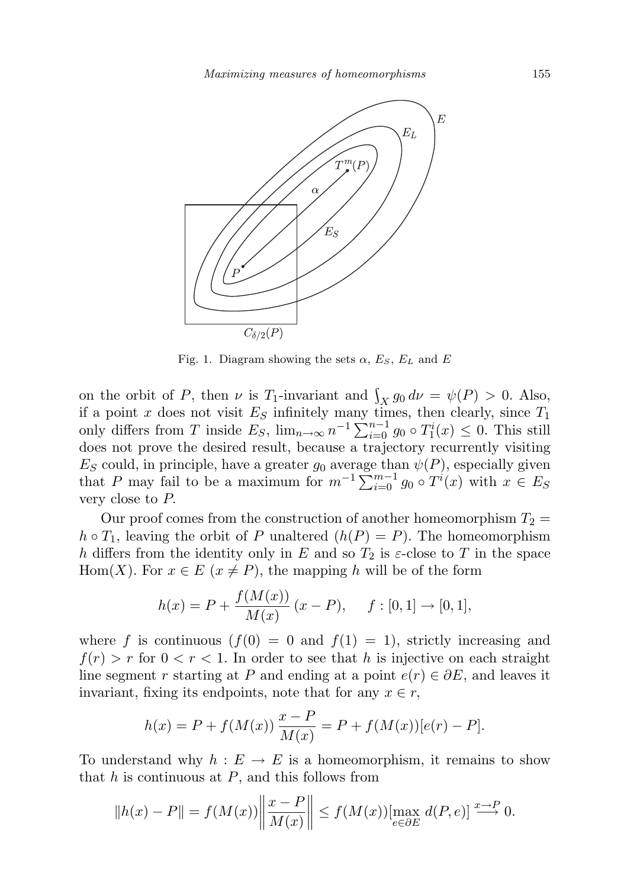Fig. 1. Diagram showing the sets $\alpha$, $E_S$, $E_L$ and $E$

on the orbit of $P$, then $\nu$ is $T_1$-invariant and $\int_X g_0\, d\nu = \psi(P) > 0$. Also, if a point $x$ does not visit $E_S$ infinitely many times, then clearly, since $T_1$ only differs from $T$ inside $E_S$, $\lim_{n\to\infty} n^{-1}\sum_{i=0}^{n-1} g_0 \circ T_1^i(x) \le 0$. This still does not prove the desired result, because a trajectory recurrently visiting $E_S$ could, in principle, have a greater $g_0$ average than $\psi(P)$, especially given that $P$ may fail to be a maximum for $m^{-1}\sum_{i=0}^{m-1} g_0 \circ T^i(x)$ with $x \in E_S$ very close to $P$.

Our proof comes from the construction of another homeomorphism $T_2 = h \circ T_1$, leaving the orbit of $P$ unaltered ($h(P) = P$). The homeomorphism $h$ differs from the identity only in $E$ and so $T_2$ is $\varepsilon$-close to $T$ in the space $\mathrm{Hom}(X)$. For $x \in E$ ($x \neq P$), the mapping $h$ will be of the form

$$h(x) = P + \frac{f(M(x))}{M(x)}\,(x - P), \qquad f : [0,1] \to [0,1],$$

where $f$ is continuous ($f(0) = 0$ and $f(1) = 1$), strictly increasing and $f(r) > r$ for $0 < r < 1$. In order to see that $h$ is injective on each straight line segment $r$ starting at $P$ and ending at a point $e(r) \in \partial E$, and leaves it invariant, fixing its endpoints, note that for any $x \in r$,

$$h(x) = P + f(M(x))\,\frac{x - P}{M(x)} = P + f(M(x))[e(r) - P].$$

To understand why $h : E \to E$ is a homeomorphism, it remains to show that $h$ is continuous at $P$, and this follows from

$$\|h(x) - P\| = f(M(x))\left\|\frac{x - P}{M(x)}\right\| \le f(M(x))[\max_{e\in\partial E} d(P, e)] \xrightarrow{x\to P} 0.$$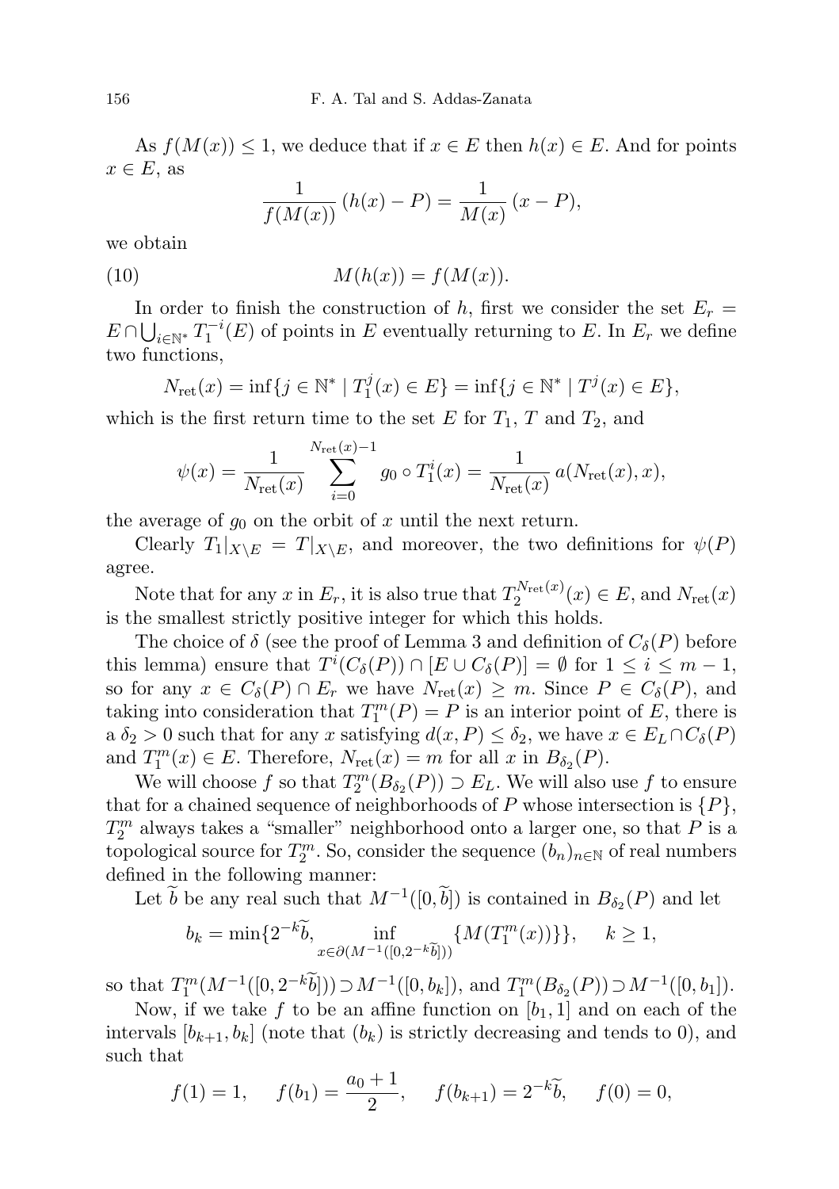As $f(M(x)) \leq 1$, we deduce that if $x \in E$ then $h(x) \in E$. And for points $x \in E$, as

$$\frac{1}{f(M(x))}\,(h(x) - P) = \frac{1}{M(x)}\,(x - P),$$

we obtain

$$M(h(x)) = f(M(x)). \tag{10}$$

In order to finish the construction of $h$, first we consider the set $E_r = E \cap \bigcup_{i \in \mathbb{N}^*} T_1^{-i}(E)$ of points in $E$ eventually returning to $E$. In $E_r$ we define two functions,

$$N_{\mathrm{ret}}(x) = \inf\{j \in \mathbb{N}^* \mid T_1^j(x) \in E\} = \inf\{j \in \mathbb{N}^* \mid T^j(x) \in E\},$$

which is the first return time to the set $E$ for $T_1$, $T$ and $T_2$, and

$$\psi(x) = \frac{1}{N_{\mathrm{ret}}(x)} \sum_{i=0}^{N_{\mathrm{ret}}(x)-1} g_0 \circ T_1^i(x) = \frac{1}{N_{\mathrm{ret}}(x)}\, a(N_{\mathrm{ret}}(x), x),$$

the average of $g_0$ on the orbit of $x$ until the next return.

Clearly $T_1|_{X \setminus E} = T|_{X \setminus E}$, and moreover, the two definitions for $\psi(P)$ agree.

Note that for any $x$ in $E_r$, it is also true that $T_2^{N_{\mathrm{ret}}(x)}(x) \in E$, and $N_{\mathrm{ret}}(x)$ is the smallest strictly positive integer for which this holds.

The choice of $\delta$ (see the proof of Lemma 3 and definition of $C_\delta(P)$ before this lemma) ensure that $T^i(C_\delta(P)) \cap [E \cup C_\delta(P)] = \emptyset$ for $1 \leq i \leq m-1$, so for any $x \in C_\delta(P) \cap E_r$ we have $N_{\mathrm{ret}}(x) \geq m$. Since $P \in C_\delta(P)$, and taking into consideration that $T_1^m(P) = P$ is an interior point of $E$, there is a $\delta_2 > 0$ such that for any $x$ satisfying $d(x, P) \leq \delta_2$, we have $x \in E_L \cap C_\delta(P)$ and $T_1^m(x) \in E$. Therefore, $N_{\mathrm{ret}}(x) = m$ for all $x$ in $B_{\delta_2}(P)$.

We will choose $f$ so that $T_2^m(B_{\delta_2}(P)) \supset E_L$. We will also use $f$ to ensure that for a chained sequence of neighborhoods of $P$ whose intersection is $\{P\}$, $T_2^m$ always takes a "smaller" neighborhood onto a larger one, so that $P$ is a topological source for $T_2^m$. So, consider the sequence $(b_n)_{n \in \mathbb{N}}$ of real numbers defined in the following manner:

Let $\widetilde{b}$ be any real such that $M^{-1}([0, \widetilde{b}])$ is contained in $B_{\delta_2}(P)$ and let

$$b_k = \min\{2^{-k}\widetilde{b}, \inf_{x \in \partial(M^{-1}([0, 2^{-k}\widetilde{b}]))} \{M(T_1^m(x))\}\}, \quad k \geq 1,$$

so that $T_1^m(M^{-1}([0, 2^{-k}\widetilde{b}])) \supset M^{-1}([0, b_k])$, and $T_1^m(B_{\delta_2}(P)) \supset M^{-1}([0, b_1])$.

Now, if we take $f$ to be an affine function on $[b_1, 1]$ and on each of the intervals $[b_{k+1}, b_k]$ (note that $(b_k)$ is strictly decreasing and tends to 0), and such that

$$f(1) = 1, \quad f(b_1) = \frac{a_0 + 1}{2}, \quad f(b_{k+1}) = 2^{-k}\widetilde{b}, \quad f(0) = 0,$$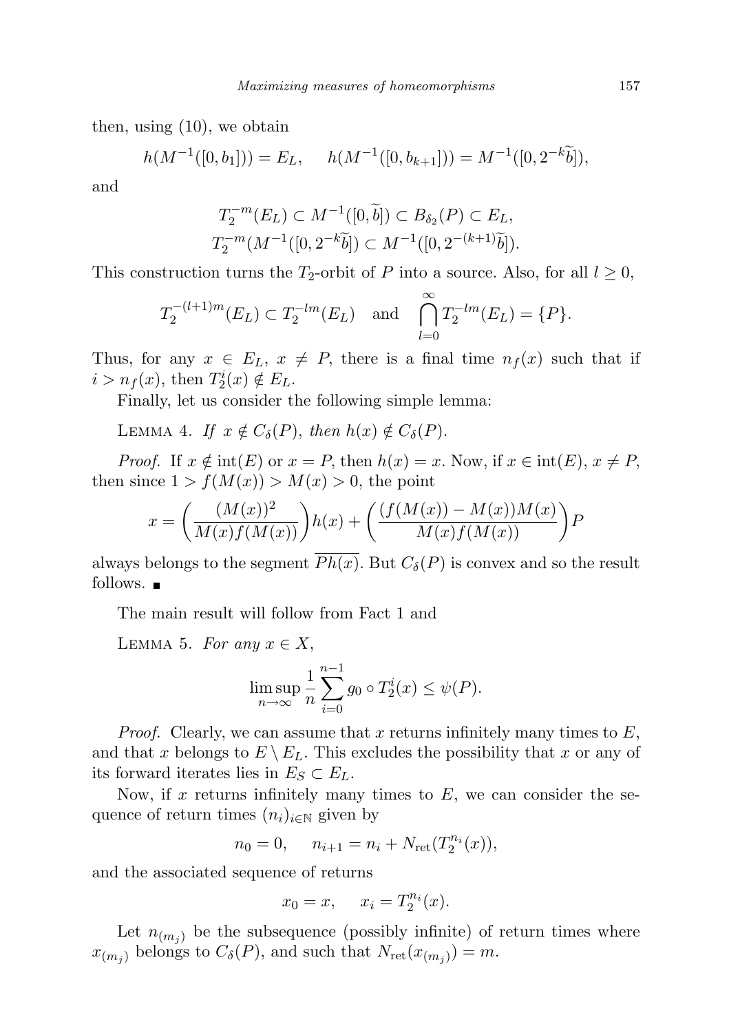then, using (10), we obtain

$$h(M^{-1}([0,b_1])) = E_L, \quad h(M^{-1}([0,b_{k+1}])) = M^{-1}([0,2^{-k}\widetilde{b}]),$$

and

$$T_2^{-m}(E_L) \subset M^{-1}([0,\widetilde{b}]) \subset B_{\delta_2}(P) \subset E_L,$$
$$T_2^{-m}(M^{-1}([0,2^{-k}\widetilde{b}]) \subset M^{-1}([0,2^{-(k+1)}\widetilde{b}]).$$

This construction turns the $T_2$-orbit of $P$ into a source. Also, for all $l \geq 0$,

$$T_2^{-(l+1)m}(E_L) \subset T_2^{-lm}(E_L) \quad \text{and} \quad \bigcap_{l=0}^{\infty} T_2^{-lm}(E_L) = \{P\}.$$

Thus, for any $x \in E_L$, $x \neq P$, there is a final time $n_f(x)$ such that if $i > n_f(x)$, then $T_2^i(x) \notin E_L$.

Finally, let us consider the following simple lemma:

LEMMA 4. *If $x \notin C_\delta(P)$, then $h(x) \notin C_\delta(P)$.*

*Proof.* If $x \notin \operatorname{int}(E)$ or $x = P$, then $h(x) = x$. Now, if $x \in \operatorname{int}(E)$, $x \neq P$, then since $1 > f(M(x)) > M(x) > 0$, the point

$$x = \left(\frac{(M(x))^2}{M(x)f(M(x))}\right)h(x) + \left(\frac{(f(M(x)) - M(x))M(x)}{M(x)f(M(x))}\right)P$$

always belongs to the segment $\overline{Ph(x)}$. But $C_\delta(P)$ is convex and so the result follows. ∎

The main result will follow from Fact 1 and

LEMMA 5. *For any $x \in X$,*

$$\limsup_{n\to\infty} \frac{1}{n} \sum_{i=0}^{n-1} g_0 \circ T_2^i(x) \leq \psi(P).$$

*Proof.* Clearly, we can assume that $x$ returns infinitely many times to $E$, and that $x$ belongs to $E \setminus E_L$. This excludes the possibility that $x$ or any of its forward iterates lies in $E_S \subset E_L$.

Now, if $x$ returns infinitely many times to $E$, we can consider the sequence of return times $(n_i)_{i\in\mathbb{N}}$ given by

$$n_0 = 0, \quad n_{i+1} = n_i + N_{\text{ret}}(T_2^{n_i}(x)),$$

and the associated sequence of returns

$$x_0 = x, \quad x_i = T_2^{n_i}(x).$$

Let $n_{(m_j)}$ be the subsequence (possibly infinite) of return times where $x_{(m_j)}$ belongs to $C_\delta(P)$, and such that $N_{\text{ret}}(x_{(m_j)}) = m$.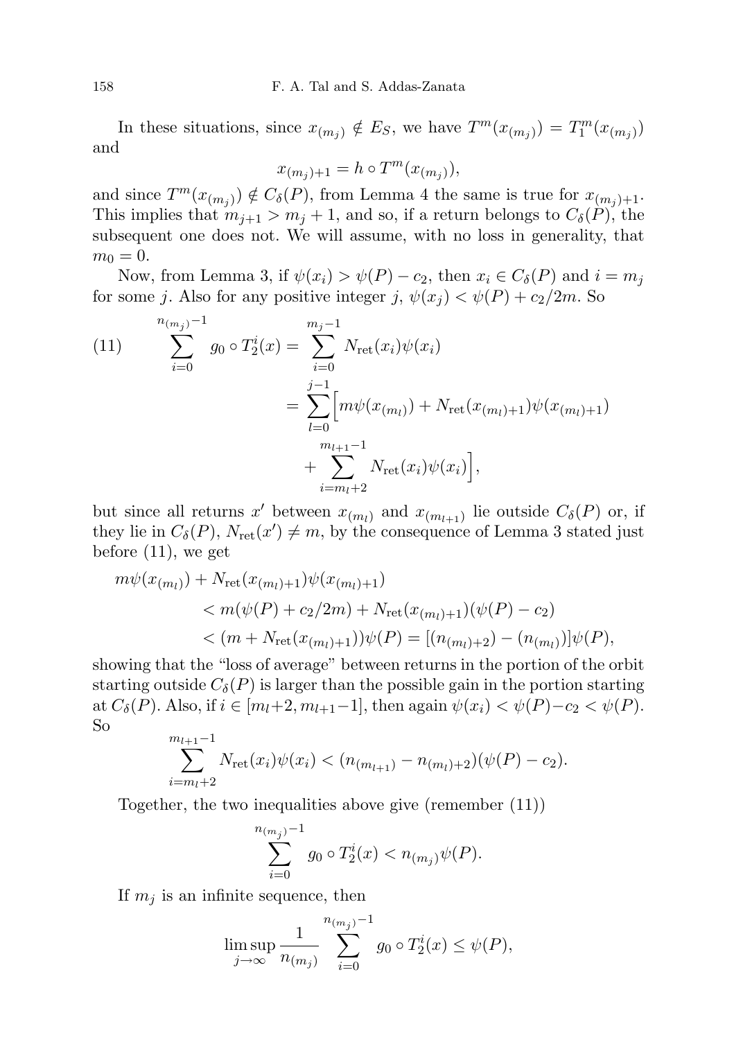In these situations, since $x_{(m_j)} \notin E_S$, we have $T^m(x_{(m_j)}) = T_1^m(x_{(m_j)})$ and

$$x_{(m_j)+1} = h \circ T^m(x_{(m_j)}),$$

and since $T^m(x_{(m_j)}) \notin C_\delta(P)$, from Lemma 4 the same is true for $x_{(m_j)+1}$. This implies that $m_{j+1} > m_j + 1$, and so, if a return belongs to $C_\delta(P)$, the subsequent one does not. We will assume, with no loss in generality, that $m_0 = 0$.

Now, from Lemma 3, if $\psi(x_i) > \psi(P) - c_2$, then $x_i \in C_\delta(P)$ and $i = m_j$ for some $j$. Also for any positive integer $j$, $\psi(x_j) < \psi(P) + c_2/2m$. So

$$\tag{11} \begin{aligned} \sum_{i=0}^{n_{(m_j)}-1} g_0 \circ T_2^i(x) &= \sum_{i=0}^{m_j-1} N_{\mathrm{ret}}(x_i)\psi(x_i) \\ &= \sum_{l=0}^{j-1} \Big[ m\psi(x_{(m_l)}) + N_{\mathrm{ret}}(x_{(m_l)+1})\psi(x_{(m_l)+1}) \\ &\qquad + \sum_{i=m_l+2}^{m_{l+1}-1} N_{\mathrm{ret}}(x_i)\psi(x_i) \Big], \end{aligned}$$

but since all returns $x'$ between $x_{(m_l)}$ and $x_{(m_{l+1})}$ lie outside $C_\delta(P)$ or, if they lie in $C_\delta(P)$, $N_{\mathrm{ret}}(x') \neq m$, by the consequence of Lemma 3 stated just before (11), we get

$$\begin{aligned} m\psi(x_{(m_l)}) &+ N_{\mathrm{ret}}(x_{(m_l)+1})\psi(x_{(m_l)+1}) \\ &< m(\psi(P) + c_2/2m) + N_{\mathrm{ret}}(x_{(m_l)+1})(\psi(P) - c_2) \\ &< (m + N_{\mathrm{ret}}(x_{(m_l)+1}))\psi(P) = [(n_{(m_l)+2}) - (n_{(m_l)})]\psi(P), \end{aligned}$$

showing that the "loss of average" between returns in the portion of the orbit starting outside $C_\delta(P)$ is larger than the possible gain in the portion starting at $C_\delta(P)$. Also, if $i \in [m_l+2, m_{l+1}-1]$, then again $\psi(x_i) < \psi(P) - c_2 < \psi(P)$. So

$$\sum_{i=m_l+2}^{m_{l+1}-1} N_{\mathrm{ret}}(x_i)\psi(x_i) < (n_{(m_{l+1})} - n_{(m_l)+2})(\psi(P) - c_2).$$

Together, the two inequalities above give (remember (11))

$$\sum_{i=0}^{n_{(m_j)}-1} g_0 \circ T_2^i(x) < n_{(m_j)}\psi(P).$$

If $m_j$ is an infinite sequence, then

$$\limsup_{j\to\infty} \frac{1}{n_{(m_j)}} \sum_{i=0}^{n_{(m_j)}-1} g_0 \circ T_2^i(x) \le \psi(P),$$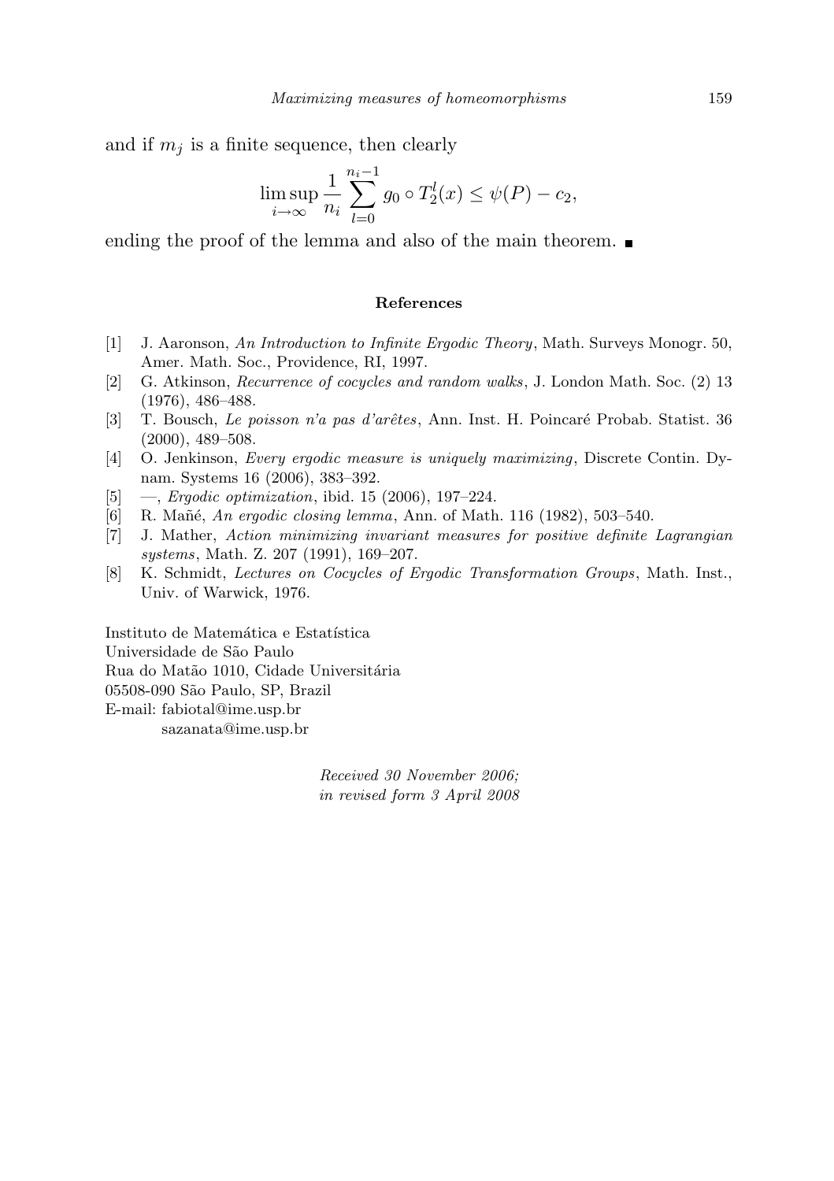and if $m_j$ is a finite sequence, then clearly

$$\limsup_{i \to \infty} \frac{1}{n_i} \sum_{l=0}^{n_i - 1} g_0 \circ T_2^l(x) \leq \psi(P) - c_2,$$

ending the proof of the lemma and also of the main theorem. ∎

### References

[1] J. Aaronson, *An Introduction to Infinite Ergodic Theory*, Math. Surveys Monogr. 50, Amer. Math. Soc., Providence, RI, 1997.

[2] G. Atkinson, *Recurrence of cocycles and random walks*, J. London Math. Soc. (2) 13 (1976), 486–488.

[3] T. Bousch, *Le poisson n'a pas d'arêtes*, Ann. Inst. H. Poincaré Probab. Statist. 36 (2000), 489–508.

[4] O. Jenkinson, *Every ergodic measure is uniquely maximizing*, Discrete Contin. Dynam. Systems 16 (2006), 383–392.

[5] —, *Ergodic optimization*, ibid. 15 (2006), 197–224.

[6] R. Mañé, *An ergodic closing lemma*, Ann. of Math. 116 (1982), 503–540.

[7] J. Mather, *Action minimizing invariant measures for positive definite Lagrangian systems*, Math. Z. 207 (1991), 169–207.

[8] K. Schmidt, *Lectures on Cocycles of Ergodic Transformation Groups*, Math. Inst., Univ. of Warwick, 1976.

Instituto de Matemática e Estatística
Universidade de São Paulo
Rua do Matão 1010, Cidade Universitária
05508-090 São Paulo, SP, Brazil
E-mail: fabiotal@ime.usp.br
sazanata@ime.usp.br

*Received 30 November 2006;*
*in revised form 3 April 2008*